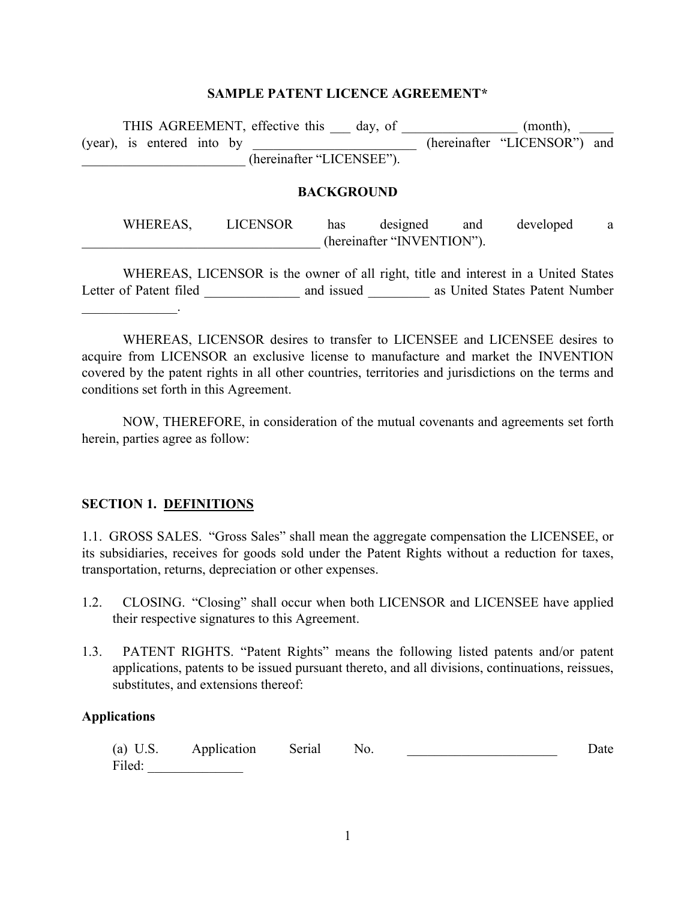# SAMPLE PATENT LICENCE AGREEMENT*

THIS AGREEMENT, effective this ___ day, of ________________ (month), _____ (year), is entered into by _______________________ (hereinafter "LICENSOR") and _______________________ (hereinafter "LICENSEE").

## BACKGROUND

WHEREAS, LICENSOR has designed and developed a ___________________________________ (hereinafter "INVENTION").

WHEREAS, LICENSOR is the owner of all right, title and interest in a United States Letter of Patent filed ______________ and issued _________ as United States Patent Number ______________.

WHEREAS, LICENSOR desires to transfer to LICENSEE and LICENSEE desires to acquire from LICENSOR an exclusive license to manufacture and market the INVENTION covered by the patent rights in all other countries, territories and jurisdictions on the terms and conditions set forth in this Agreement.

NOW, THEREFORE, in consideration of the mutual covenants and agreements set forth herein, parties agree as follow:

## SECTION 1. DEFINITIONS

1.1. GROSS SALES. "Gross Sales" shall mean the aggregate compensation the LICENSEE, or its subsidiaries, receives for goods sold under the Patent Rights without a reduction for taxes, transportation, returns, depreciation or other expenses.

1.2. CLOSING. "Closing" shall occur when both LICENSOR and LICENSEE have applied their respective signatures to this Agreement.

1.3. PATENT RIGHTS. "Patent Rights" means the following listed patents and/or patent applications, patents to be issued pursuant thereto, and all divisions, continuations, reissues, substitutes, and extensions thereof:

**Applications**

(a) U.S. Application Serial No. ______________________ Date Filed: ______________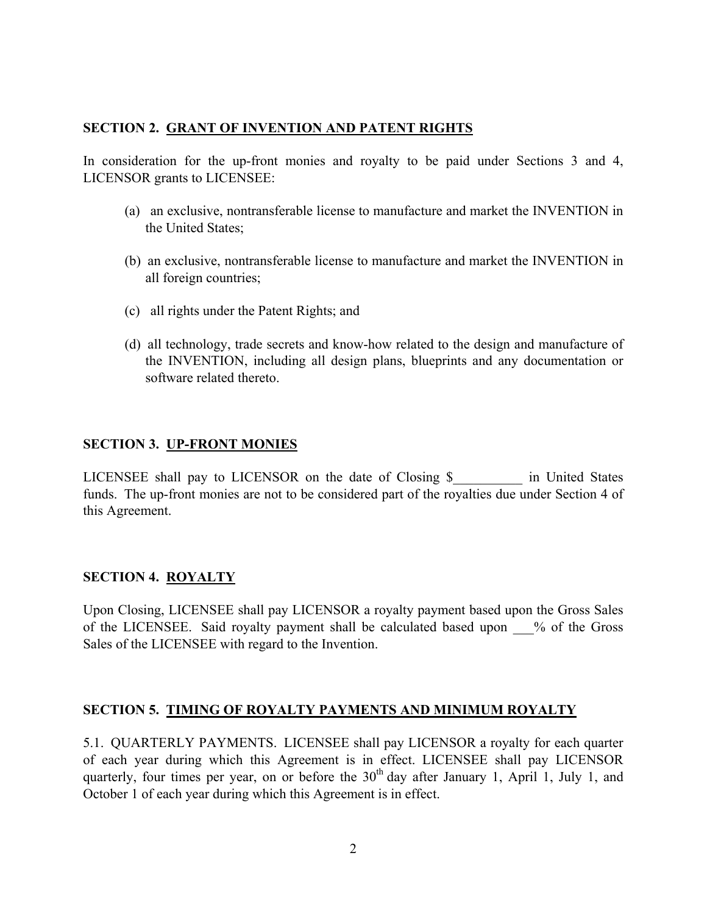## SECTION 2. GRANT OF INVENTION AND PATENT RIGHTS

In consideration for the up-front monies and royalty to be paid under Sections 3 and 4, LICENSOR grants to LICENSEE:

(a) an exclusive, nontransferable license to manufacture and market the INVENTION in the United States;

(b) an exclusive, nontransferable license to manufacture and market the INVENTION in all foreign countries;

(c) all rights under the Patent Rights; and

(d) all technology, trade secrets and know-how related to the design and manufacture of the INVENTION, including all design plans, blueprints and any documentation or software related thereto.

## SECTION 3. UP-FRONT MONIES

LICENSEE shall pay to LICENSOR on the date of Closing $__________ in United States funds. The up-front monies are not to be considered part of the royalties due under Section 4 of this Agreement.

## SECTION 4. ROYALTY

Upon Closing, LICENSEE shall pay LICENSOR a royalty payment based upon the Gross Sales of the LICENSEE. Said royalty payment shall be calculated based upon ___% of the Gross Sales of the LICENSEE with regard to the Invention.

## SECTION 5. TIMING OF ROYALTY PAYMENTS AND MINIMUM ROYALTY

5.1. QUARTERLY PAYMENTS. LICENSEE shall pay LICENSOR a royalty for each quarter of each year during which this Agreement is in effect. LICENSEE shall pay LICENSOR quarterly, four times per year, on or before the 30th day after January 1, April 1, July 1, and October 1 of each year during which this Agreement is in effect.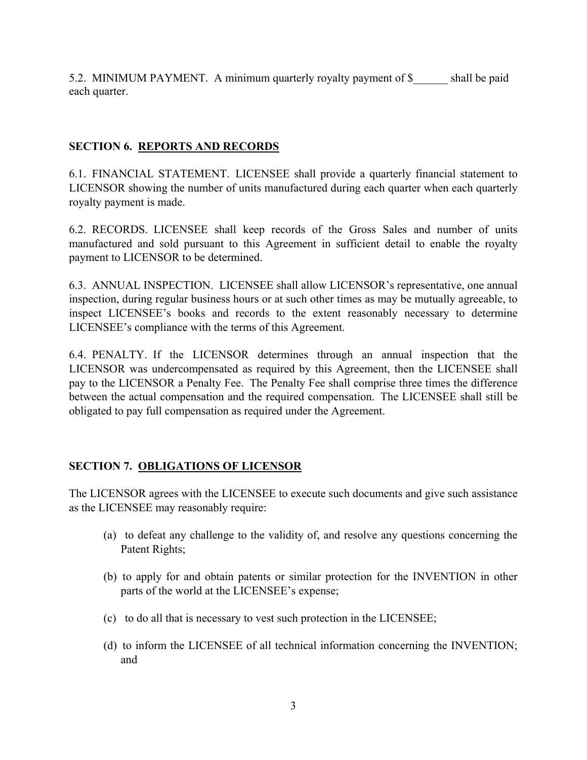5.2. MINIMUM PAYMENT. A minimum quarterly royalty payment of $______ shall be paid each quarter.

## SECTION 6. <u>REPORTS AND RECORDS</u>

6.1. FINANCIAL STATEMENT. LICENSEE shall provide a quarterly financial statement to LICENSOR showing the number of units manufactured during each quarter when each quarterly royalty payment is made.

6.2. RECORDS. LICENSEE shall keep records of the Gross Sales and number of units manufactured and sold pursuant to this Agreement in sufficient detail to enable the royalty payment to LICENSOR to be determined.

6.3. ANNUAL INSPECTION. LICENSEE shall allow LICENSOR's representative, one annual inspection, during regular business hours or at such other times as may be mutually agreeable, to inspect LICENSEE's books and records to the extent reasonably necessary to determine LICENSEE's compliance with the terms of this Agreement.

6.4. PENALTY. If the LICENSOR determines through an annual inspection that the LICENSOR was undercompensated as required by this Agreement, then the LICENSEE shall pay to the LICENSOR a Penalty Fee. The Penalty Fee shall comprise three times the difference between the actual compensation and the required compensation. The LICENSEE shall still be obligated to pay full compensation as required under the Agreement.

## SECTION 7. <u>OBLIGATIONS OF LICENSOR</u>

The LICENSOR agrees with the LICENSEE to execute such documents and give such assistance as the LICENSEE may reasonably require:

(a) to defeat any challenge to the validity of, and resolve any questions concerning the Patent Rights;

(b) to apply for and obtain patents or similar protection for the INVENTION in other parts of the world at the LICENSEE's expense;

(c) to do all that is necessary to vest such protection in the LICENSEE;

(d) to inform the LICENSEE of all technical information concerning the INVENTION; and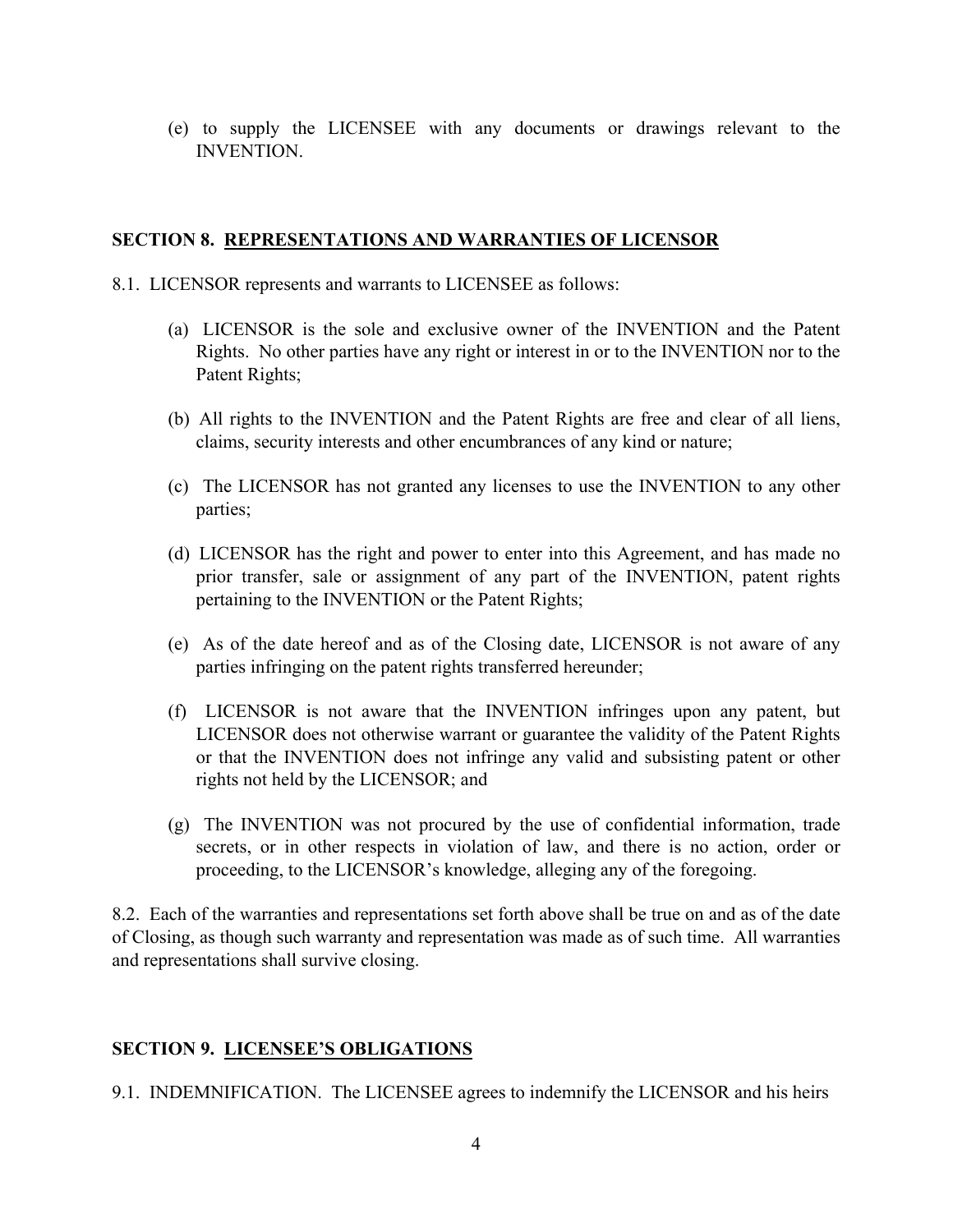(e) to supply the LICENSEE with any documents or drawings relevant to the INVENTION.

## SECTION 8. REPRESENTATIONS AND WARRANTIES OF LICENSOR

8.1. LICENSOR represents and warrants to LICENSEE as follows:

(a) LICENSOR is the sole and exclusive owner of the INVENTION and the Patent Rights. No other parties have any right or interest in or to the INVENTION nor to the Patent Rights;

(b) All rights to the INVENTION and the Patent Rights are free and clear of all liens, claims, security interests and other encumbrances of any kind or nature;

(c) The LICENSOR has not granted any licenses to use the INVENTION to any other parties;

(d) LICENSOR has the right and power to enter into this Agreement, and has made no prior transfer, sale or assignment of any part of the INVENTION, patent rights pertaining to the INVENTION or the Patent Rights;

(e) As of the date hereof and as of the Closing date, LICENSOR is not aware of any parties infringing on the patent rights transferred hereunder;

(f) LICENSOR is not aware that the INVENTION infringes upon any patent, but LICENSOR does not otherwise warrant or guarantee the validity of the Patent Rights or that the INVENTION does not infringe any valid and subsisting patent or other rights not held by the LICENSOR; and

(g) The INVENTION was not procured by the use of confidential information, trade secrets, or in other respects in violation of law, and there is no action, order or proceeding, to the LICENSOR's knowledge, alleging any of the foregoing.

8.2. Each of the warranties and representations set forth above shall be true on and as of the date of Closing, as though such warranty and representation was made as of such time. All warranties and representations shall survive closing.

## SECTION 9. LICENSEE'S OBLIGATIONS

9.1. INDEMNIFICATION. The LICENSEE agrees to indemnify the LICENSOR and his heirs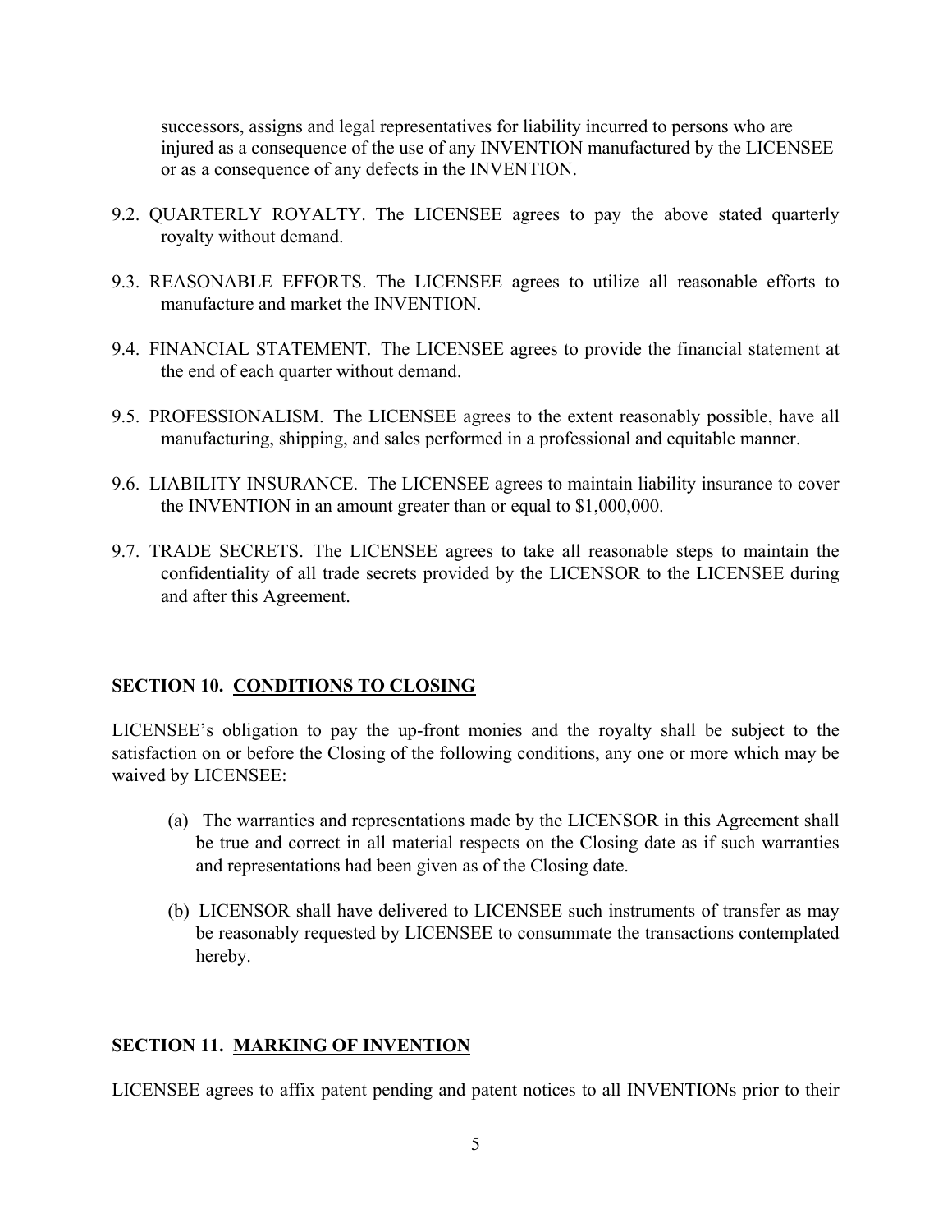successors, assigns and legal representatives for liability incurred to persons who are injured as a consequence of the use of any INVENTION manufactured by the LICENSEE or as a consequence of any defects in the INVENTION.

9.2. QUARTERLY ROYALTY. The LICENSEE agrees to pay the above stated quarterly royalty without demand.

9.3. REASONABLE EFFORTS. The LICENSEE agrees to utilize all reasonable efforts to manufacture and market the INVENTION.

9.4. FINANCIAL STATEMENT. The LICENSEE agrees to provide the financial statement at the end of each quarter without demand.

9.5. PROFESSIONALISM. The LICENSEE agrees to the extent reasonably possible, have all manufacturing, shipping, and sales performed in a professional and equitable manner.

9.6. LIABILITY INSURANCE. The LICENSEE agrees to maintain liability insurance to cover the INVENTION in an amount greater than or equal to $1,000,000.

9.7. TRADE SECRETS. The LICENSEE agrees to take all reasonable steps to maintain the confidentiality of all trade secrets provided by the LICENSOR to the LICENSEE during and after this Agreement.

## SECTION 10. <u>CONDITIONS TO CLOSING</u>

LICENSEE's obligation to pay the up-front monies and the royalty shall be subject to the satisfaction on or before the Closing of the following conditions, any one or more which may be waived by LICENSEE:

(a) The warranties and representations made by the LICENSOR in this Agreement shall be true and correct in all material respects on the Closing date as if such warranties and representations had been given as of the Closing date.

(b) LICENSOR shall have delivered to LICENSEE such instruments of transfer as may be reasonably requested by LICENSEE to consummate the transactions contemplated hereby.

## SECTION 11. <u>MARKING OF INVENTION</u>

LICENSEE agrees to affix patent pending and patent notices to all INVENTIONs prior to their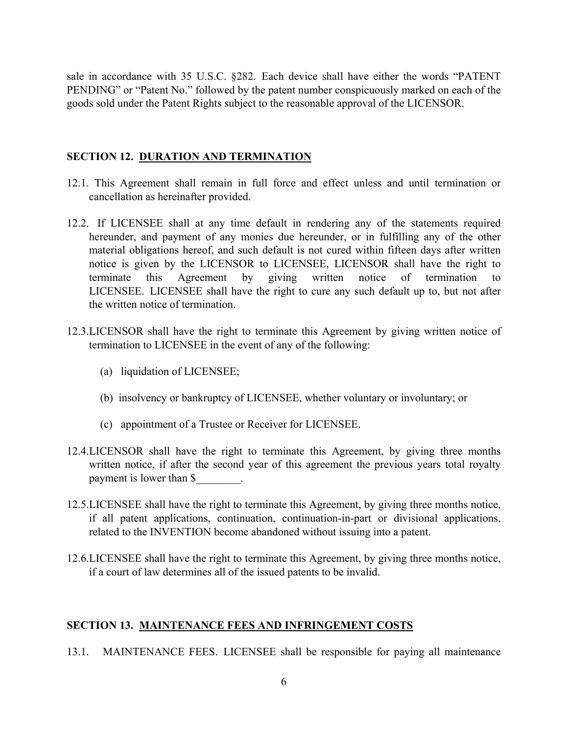sale in accordance with 35 U.S.C. §282. Each device shall have either the words "PATENT PENDING" or "Patent No." followed by the patent number conspicuously marked on each of the goods sold under the Patent Rights subject to the reasonable approval of the LICENSOR.

## SECTION 12. DURATION AND TERMINATION

12.1. This Agreement shall remain in full force and effect unless and until termination or cancellation as hereinafter provided.

12.2. If LICENSEE shall at any time default in rendering any of the statements required hereunder, and payment of any monies due hereunder, or in fulfilling any of the other material obligations hereof, and such default is not cured within fifteen days after written notice is given by the LICENSOR to LICENSEE, LICENSOR shall have the right to terminate this Agreement by giving written notice of termination to LICENSEE. LICENSEE shall have the right to cure any such default up to, but not after the written notice of termination.

12.3. LICENSOR shall have the right to terminate this Agreement by giving written notice of termination to LICENSEE in the event of any of the following:

(a) liquidation of LICENSEE;

(b) insolvency or bankruptcy of LICENSEE, whether voluntary or involuntary; or

(c) appointment of a Trustee or Receiver for LICENSEE.

12.4. LICENSOR shall have the right to terminate this Agreement, by giving three months written notice, if after the second year of this agreement the previous years total royalty payment is lower than $________.

12.5. LICENSEE shall have the right to terminate this Agreement, by giving three months notice, if all patent applications, continuation, continuation-in-part or divisional applications, related to the INVENTION become abandoned without issuing into a patent.

12.6. LICENSEE shall have the right to terminate this Agreement, by giving three months notice, if a court of law determines all of the issued patents to be invalid.

## SECTION 13. MAINTENANCE FEES AND INFRINGEMENT COSTS

13.1. MAINTENANCE FEES. LICENSEE shall be responsible for paying all maintenance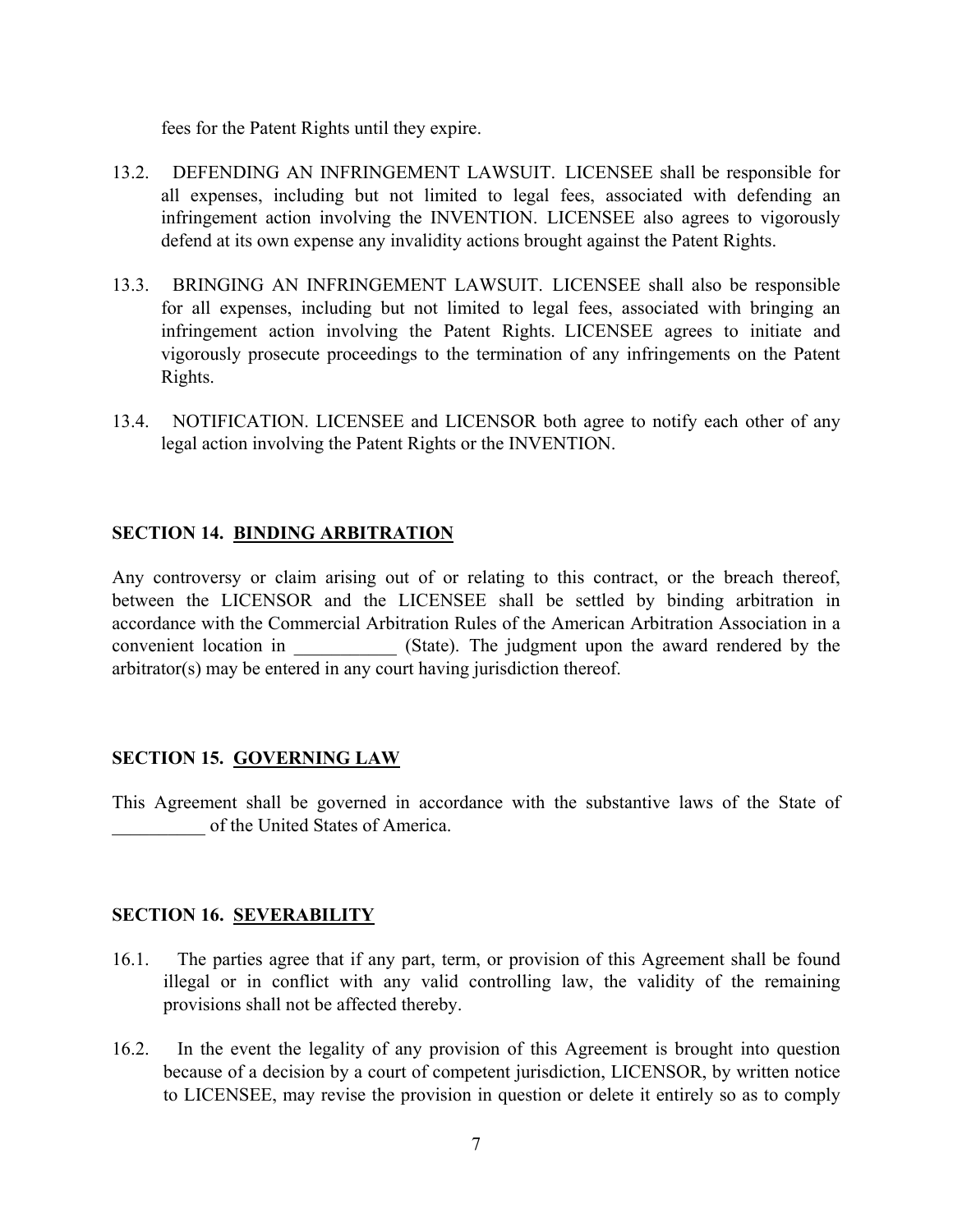fees for the Patent Rights until they expire.

13.2. DEFENDING AN INFRINGEMENT LAWSUIT. LICENSEE shall be responsible for all expenses, including but not limited to legal fees, associated with defending an infringement action involving the INVENTION. LICENSEE also agrees to vigorously defend at its own expense any invalidity actions brought against the Patent Rights.

13.3. BRINGING AN INFRINGEMENT LAWSUIT. LICENSEE shall also be responsible for all expenses, including but not limited to legal fees, associated with bringing an infringement action involving the Patent Rights. LICENSEE agrees to initiate and vigorously prosecute proceedings to the termination of any infringements on the Patent Rights.

13.4. NOTIFICATION. LICENSEE and LICENSOR both agree to notify each other of any legal action involving the Patent Rights or the INVENTION.

### SECTION 14. <u>BINDING ARBITRATION</u>

Any controversy or claim arising out of or relating to this contract, or the breach thereof, between the LICENSOR and the LICENSEE shall be settled by binding arbitration in accordance with the Commercial Arbitration Rules of the American Arbitration Association in a convenient location in ___________ (State). The judgment upon the award rendered by the arbitrator(s) may be entered in any court having jurisdiction thereof.

### SECTION 15. <u>GOVERNING LAW</u>

This Agreement shall be governed in accordance with the substantive laws of the State of __________ of the United States of America.

### SECTION 16. <u>SEVERABILITY</u>

16.1. The parties agree that if any part, term, or provision of this Agreement shall be found illegal or in conflict with any valid controlling law, the validity of the remaining provisions shall not be affected thereby.

16.2. In the event the legality of any provision of this Agreement is brought into question because of a decision by a court of competent jurisdiction, LICENSOR, by written notice to LICENSEE, may revise the provision in question or delete it entirely so as to comply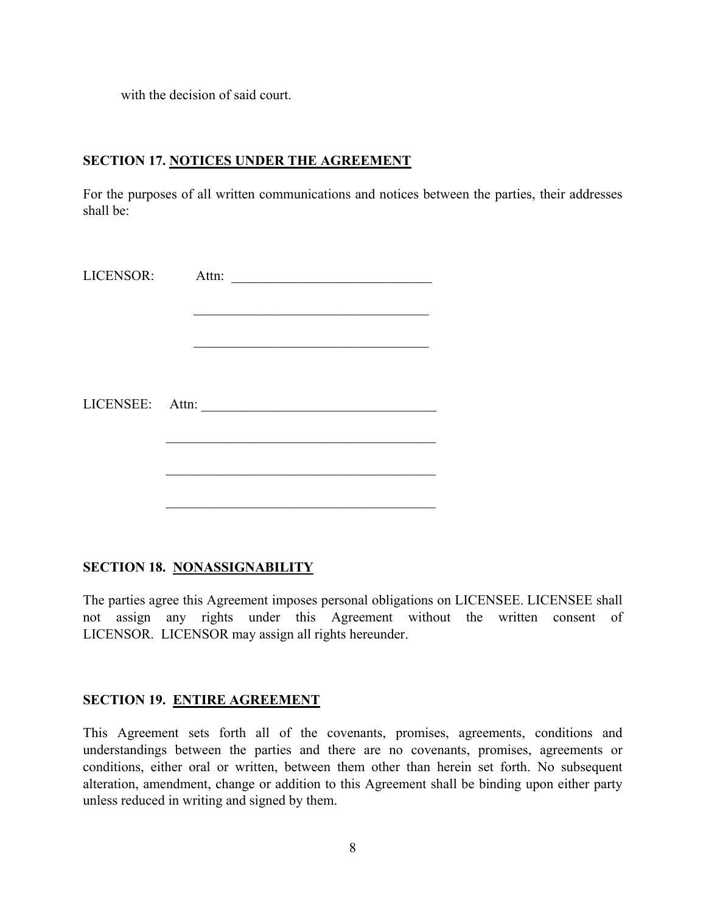with the decision of said court.

**SECTION 17. NOTICES UNDER THE AGREEMENT**

For the purposes of all written communications and notices between the parties, their addresses shall be:

LICENSOR: Attn: ______________________________

______________________________

______________________________

LICENSEE: Attn: ______________________________

______________________________

______________________________

______________________________

**SECTION 18. NONASSIGNABILITY**

The parties agree this Agreement imposes personal obligations on LICENSEE. LICENSEE shall not assign any rights under this Agreement without the written consent of LICENSOR. LICENSOR may assign all rights hereunder.

**SECTION 19. ENTIRE AGREEMENT**

This Agreement sets forth all of the covenants, promises, agreements, conditions and understandings between the parties and there are no covenants, promises, agreements or conditions, either oral or written, between them other than herein set forth. No subsequent alteration, amendment, change or addition to this Agreement shall be binding upon either party unless reduced in writing and signed by them.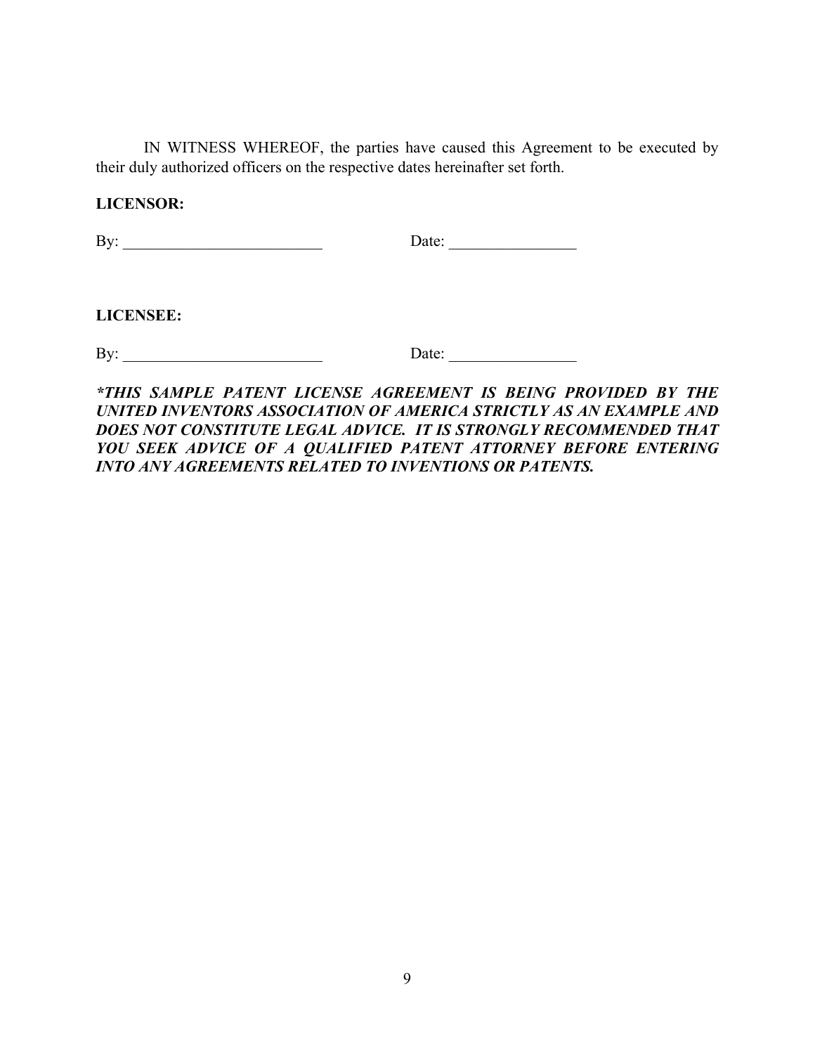IN WITNESS WHEREOF, the parties have caused this Agreement to be executed by their duly authorized officers on the respective dates hereinafter set forth.

**LICENSOR:**

By: _________________________ Date: ________________

**LICENSEE:**

By: _________________________ Date: ________________

***\*THIS SAMPLE PATENT LICENSE AGREEMENT IS BEING PROVIDED BY THE UNITED INVENTORS ASSOCIATION OF AMERICA STRICTLY AS AN EXAMPLE AND DOES NOT CONSTITUTE LEGAL ADVICE. IT IS STRONGLY RECOMMENDED THAT YOU SEEK ADVICE OF A QUALIFIED PATENT ATTORNEY BEFORE ENTERING INTO ANY AGREEMENTS RELATED TO INVENTIONS OR PATENTS.***